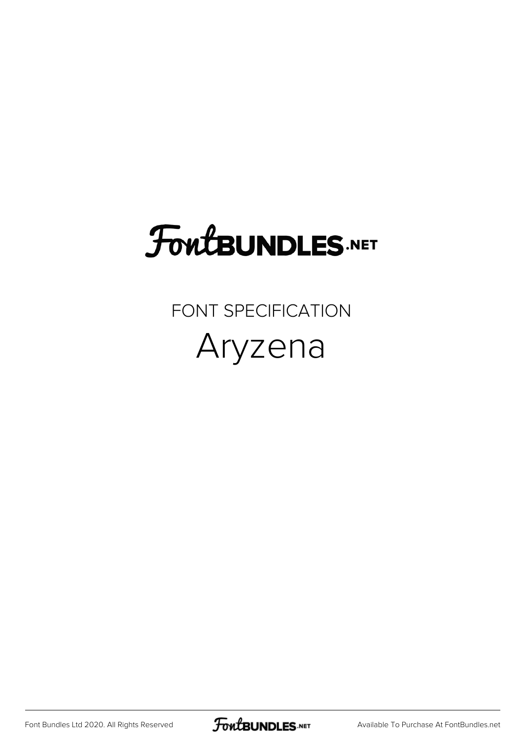FontBUNDLES.NET

FONT SPECIFICATION

# Aryzena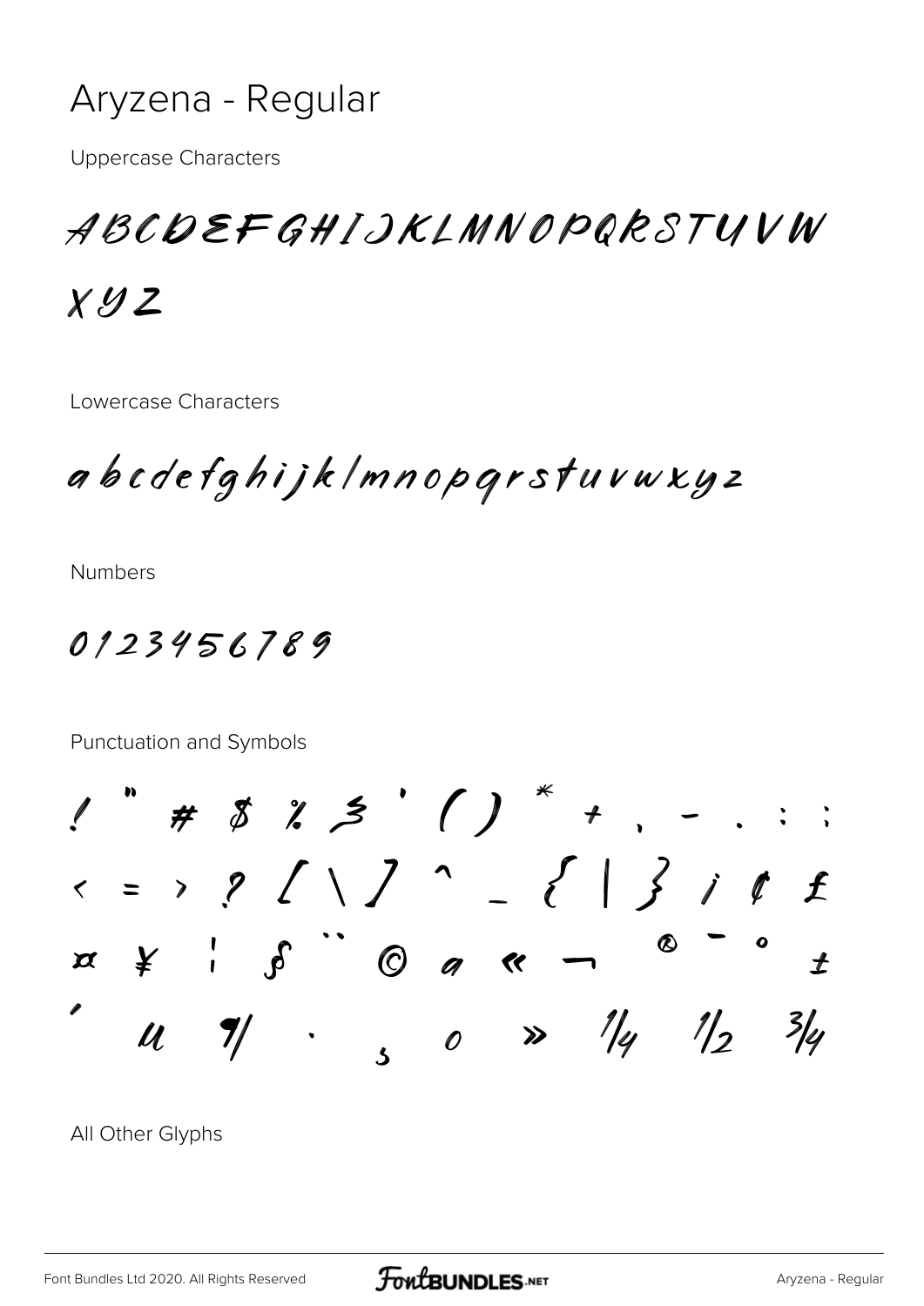# Aryzena - Regular

Uppercase Characters

ABCDEFGHIJKLMNOPQRSTUVW

XYZ

Lowercase Characters

abcdefghijklmnopqrstuvwxyz

Numbers

0123456789

Punctuation and Symbols

! " # $ % & ' ( ) * + , - . : ;

< = > ? [ \ ] ^ _ { | } ¡ ¢ £

¤ ¥ ¦ § ¨ © ª « ¬ ® ¯ ° ±

´ µ ¶ · ¸ º » ¼ ½ ¾

All Other Glyphs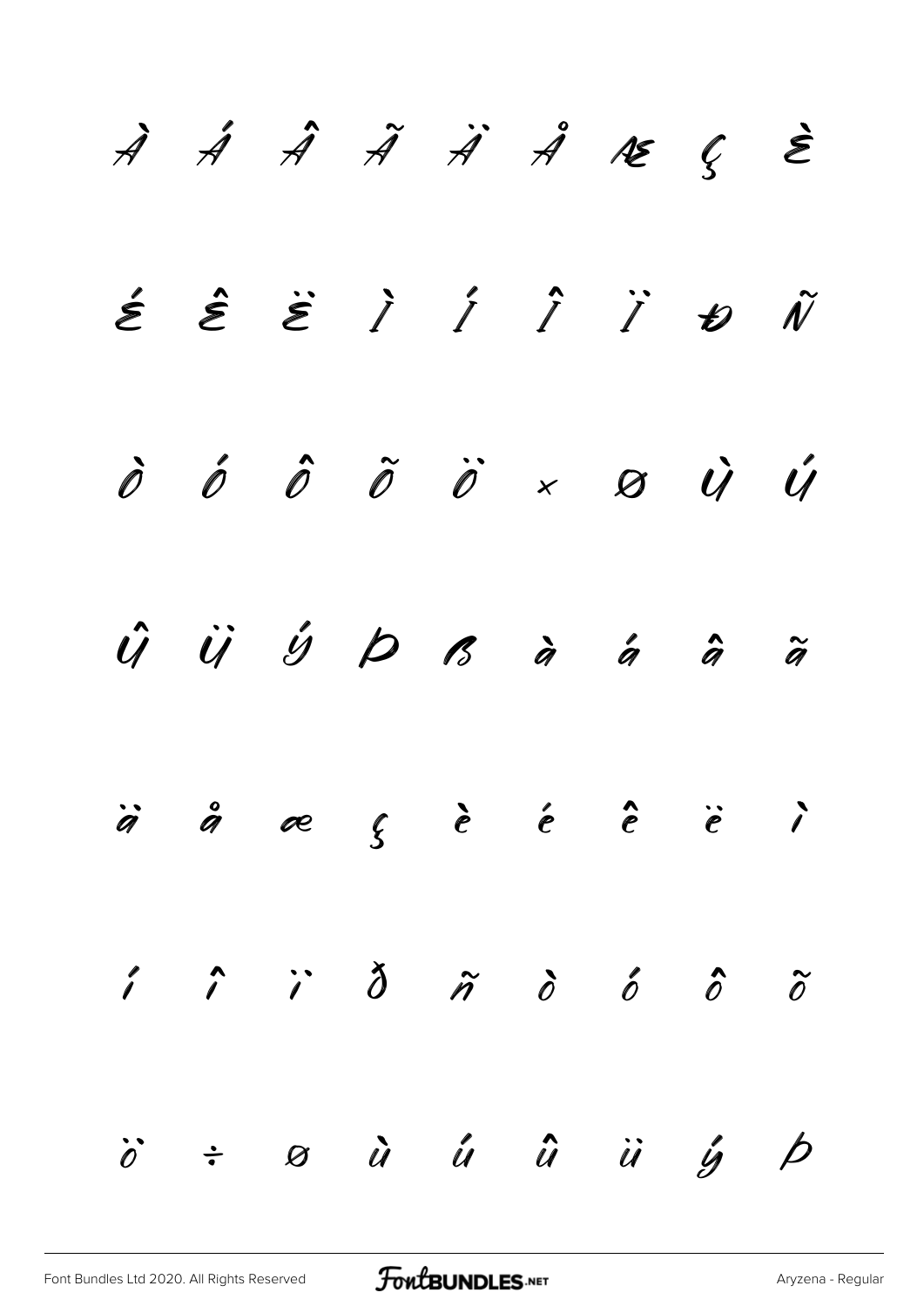À Á Â Ã Ä Å Æ Ç È

É Ê Ë Ì Í Î Ï Ð Ñ

Ò Ó Ô Õ Ö × Ø Ù Ú

Û Ü Ý Þ ß à á â ã

ä å æ ç è é ê ë ì

í î ï ð ñ ò ó ô õ

ö ÷ ø ù ú û ü ý þ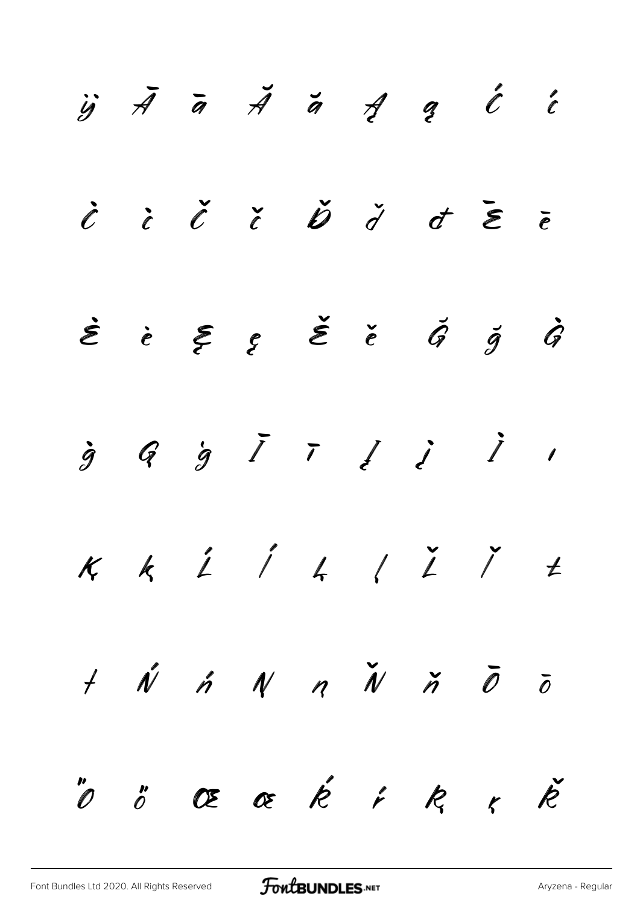ÿ Ā ā Ă ă Ą ą Ć ć

Ċ ċ Č č Ď ď đ Ē ē

Ė ė Ę ę Ě ě Ğ ğ Ġ

ġ Ģ ģ Ī ī Į į İ ı

Ķ ķ Ĺ ĺ Ļ ļ Ľ ľ Ł

ł Ń ń Ņ ņ Ň ň Ō ō

Ő ő Œ œ Ŕ ŕ Ŗ ŗ Ř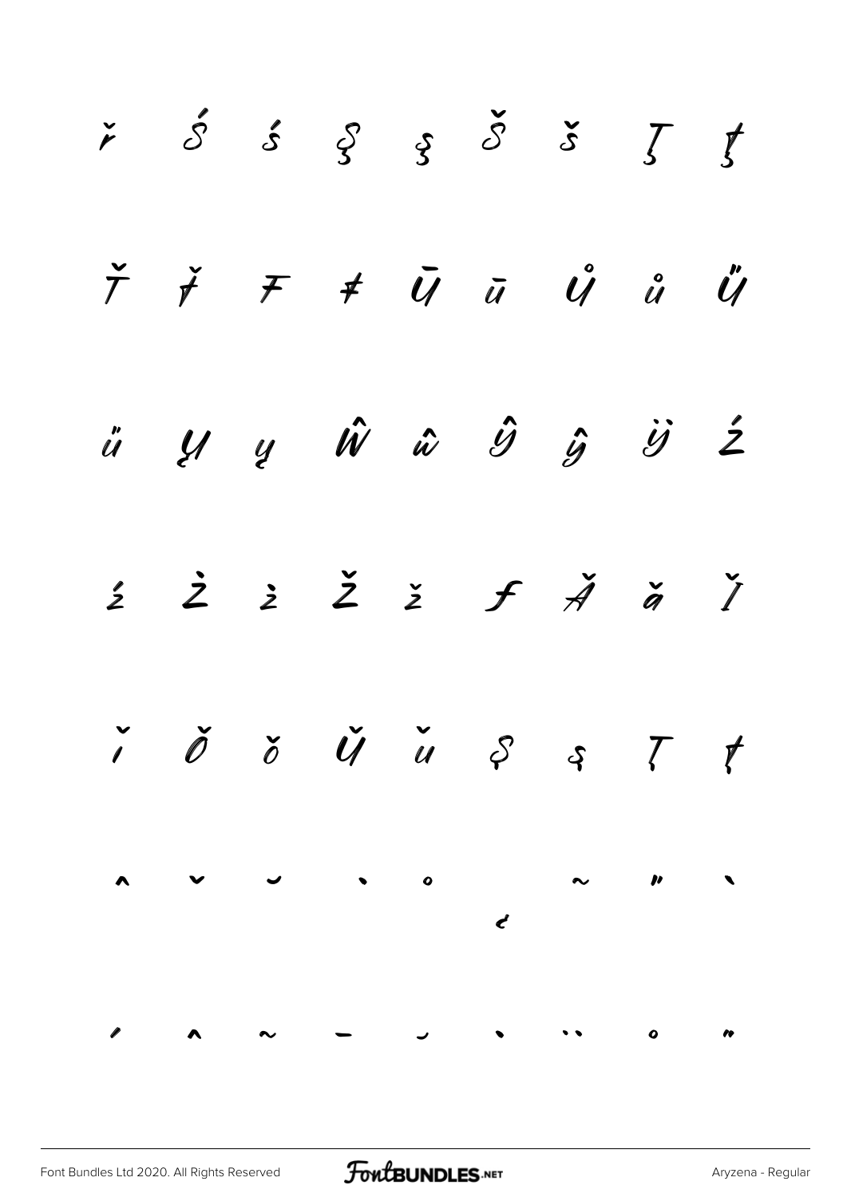ř Ś ś Ş ş Š š Ţ ţ

Ť ť Ŧ ŧ Ū ū Ů ů Ű

ű Ų ų Ŵ ŵ Ŷ ŷ Ÿ Ź

ź Ż ż Ž ž ƒ Ǎ ǎ Ǐ

ǐ Ǒ ǒ Ǔ ǔ Ș ș Ț ț

ˆ ˇ ˘ ˙ ˚ ˛ ˜ ˝ ̀

́ ̂ ̃ ̄ ̆ ̇ ̈ ̊ ̋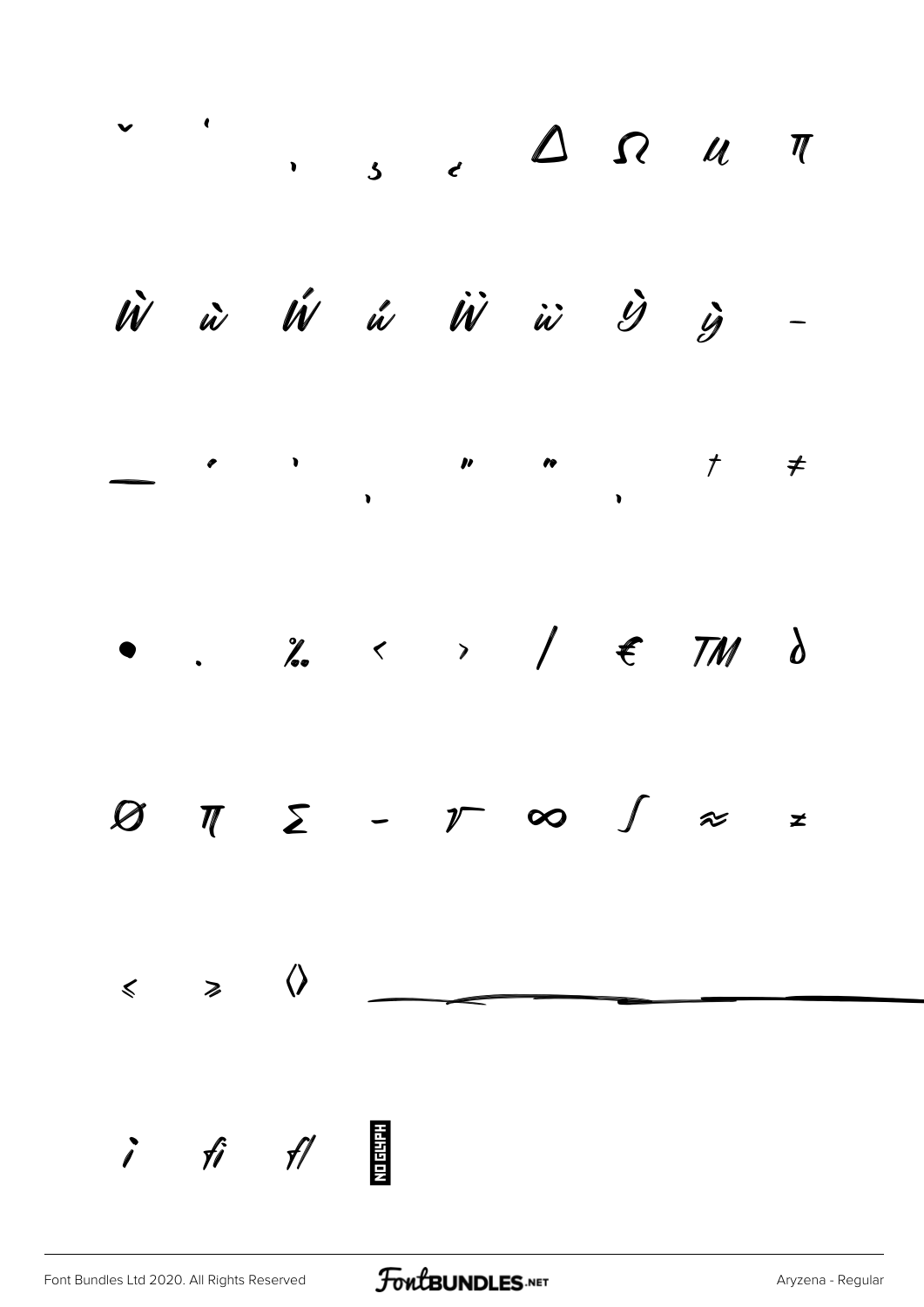˘ ̒ ̦ ̧ ̨ ∆ Ω µ π

Ẁ ẁ Ẃ ẃ Ẅ ẅ Ỳ ỳ –

— ‘ ’ ‚ “ ” „ † ≠

• . ‰ ‹ › ⁄ € ™ ∂

∅ ∏ ∑ − √ ∞ ∫ ≈ ≠

≤ ≥ ◊

ı ﬁ ﬂ NO GLYPH